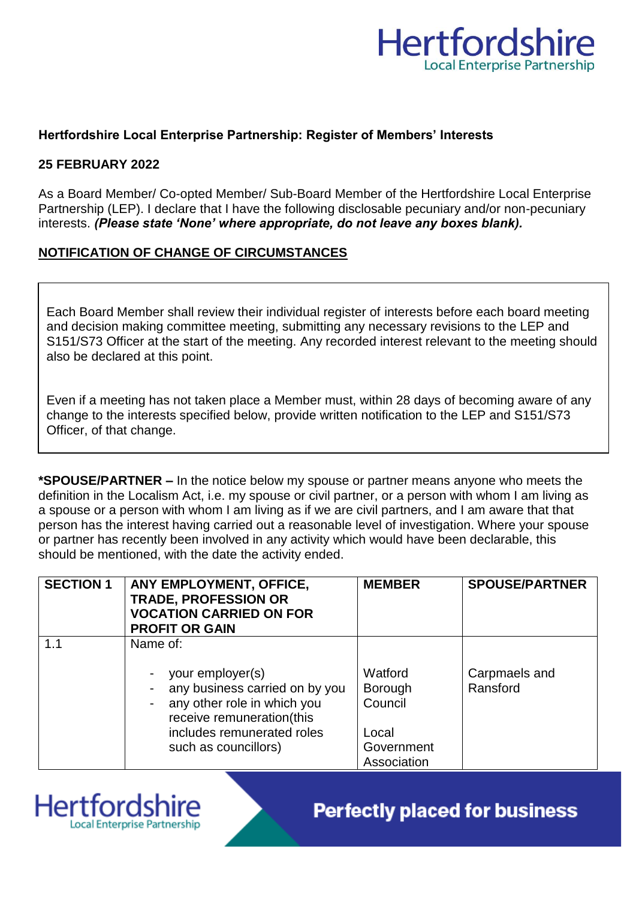**Hertfordshire Local Enterprise Partnership: Register of Members' Interests**

**25 FEBRUARY 2022**

As a Board Member/ Co-opted Member/ Sub-Board Member of the Hertfordshire Local Enterprise Partnership (LEP). I declare that I have the following disclosable pecuniary and/or non-pecuniary interests. ***(Please state 'None' where appropriate, do not leave any boxes blank).***

**NOTIFICATION OF CHANGE OF CIRCUMSTANCES**

Each Board Member shall review their individual register of interests before each board meeting and decision making committee meeting, submitting any necessary revisions to the LEP and S151/S73 Officer at the start of the meeting. Any recorded interest relevant to the meeting should also be declared at this point.

Even if a meeting has not taken place a Member must, within 28 days of becoming aware of any change to the interests specified below, provide written notification to the LEP and S151/S73 Officer, of that change.

**\*SPOUSE/PARTNER –** In the notice below my spouse or partner means anyone who meets the definition in the Localism Act, i.e. my spouse or civil partner, or a person with whom I am living as a spouse or a person with whom I am living as if we are civil partners, and I am aware that that person has the interest having carried out a reasonable level of investigation. Where your spouse or partner has recently been involved in any activity which would have been declarable, this should be mentioned, with the date the activity ended.

| **SECTION 1** | **ANY EMPLOYMENT, OFFICE, TRADE, PROFESSION OR VOCATION CARRIED ON FOR PROFIT OR GAIN** | **MEMBER** | **SPOUSE/PARTNER** |
|---|---|---|---|
| 1.1 | Name of:<br>- your employer(s)<br>- any business carried on by you<br>- any other role in which you receive remuneration(this includes remunerated roles such as councillors) | Watford Borough Council<br><br>Local Government Association | Carpmaels and Ransford |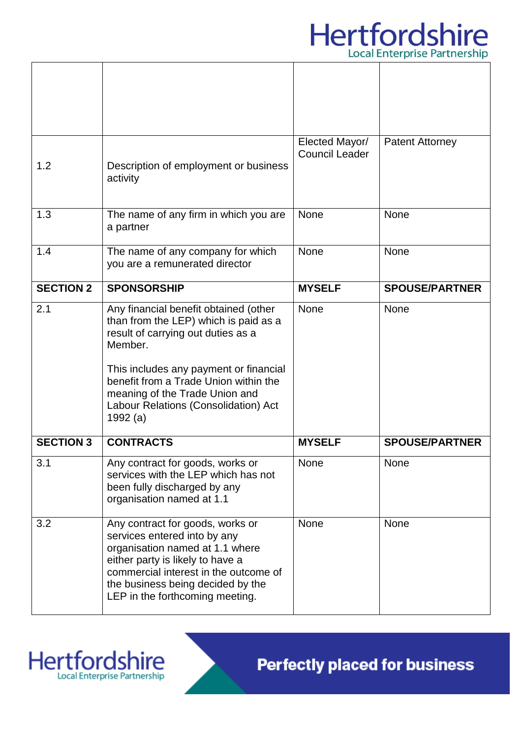| | | | |
|---|---|---|---|
| | | | |
| 1.2 | Description of employment or business activity | Elected Mayor/ Council Leader | Patent Attorney |
| 1.3 | The name of any firm in which you are a partner | None | None |
| 1.4 | The name of any company for which you are a remunerated director | None | None |
| **SECTION 2** | **SPONSORSHIP** | **MYSELF** | **SPOUSE/PARTNER** |
| 2.1 | Any financial benefit obtained (other than from the LEP) which is paid as a result of carrying out duties as a Member.<br><br>This includes any payment or financial benefit from a Trade Union within the meaning of the Trade Union and Labour Relations (Consolidation) Act 1992 (a) | None | None |
| **SECTION 3** | **CONTRACTS** | **MYSELF** | **SPOUSE/PARTNER** |
| 3.1 | Any contract for goods, works or services with the LEP which has not been fully discharged by any organisation named at 1.1 | None | None |
| 3.2 | Any contract for goods, works or services entered into by any organisation named at 1.1 where either party is likely to have a commercial interest in the outcome of the business being decided by the LEP in the forthcoming meeting. | None | None |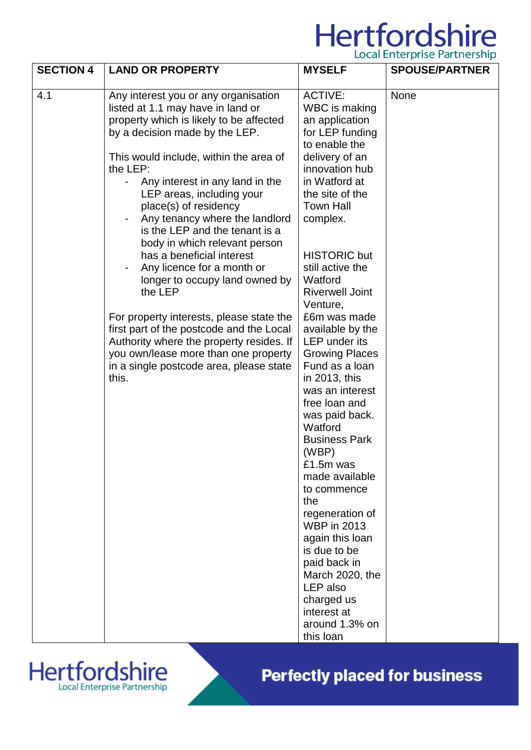| SECTION 4 | LAND OR PROPERTY | MYSELF | SPOUSE/PARTNER |
|---|---|---|---|
| 4.1 | Any interest you or any organisation listed at 1.1 may have in land or property which is likely to be affected by a decision made by the LEP.<br><br>This would include, within the area of the LEP:<br>- Any interest in any land in the LEP areas, including your place(s) of residency<br>- Any tenancy where the landlord is the LEP and the tenant is a body in which relevant person has a beneficial interest<br>- Any licence for a month or longer to occupy land owned by the LEP<br><br>For property interests, please state the first part of the postcode and the Local Authority where the property resides. If you own/lease more than one property in a single postcode area, please state this. | ACTIVE: WBC is making an application for LEP funding to enable the delivery of an innovation hub in Watford at the site of the Town Hall complex.<br><br>HISTORIC but still active the Watford Riverwell Joint Venture, £6m was made available by the LEP under its Growing Places Fund as a loan in 2013, this was an interest free loan and was paid back. Watford Business Park (WBP) £1.5m was made available to commence the regeneration of WBP in 2013 again this loan is due to be paid back in March 2020, the LEP also charged us interest at around 1.3% on this loan | None |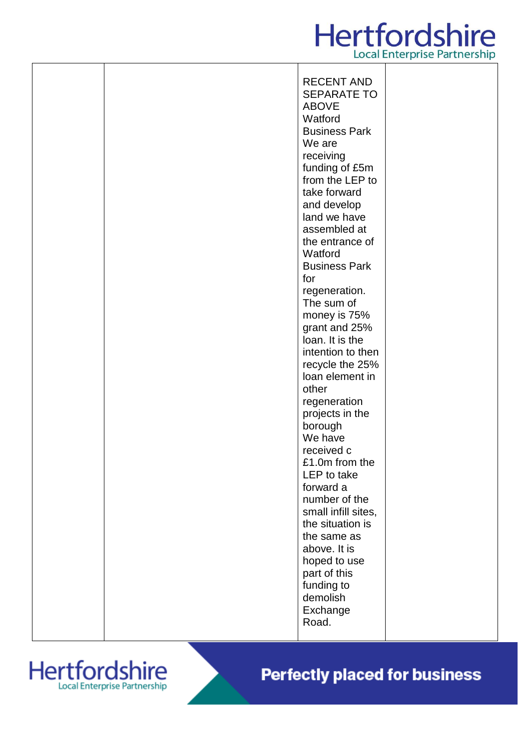| | | | |
|---|---|---|---|
| | | RECENT AND SEPARATE TO ABOVE<br>Watford Business Park<br>We are receiving funding of £5m from the LEP to take forward and develop land we have assembled at the entrance of Watford Business Park for regeneration. The sum of money is 75% grant and 25% loan. It is the intention to then recycle the 25% loan element in other regeneration projects in the borough<br>We have received c £1.0m from the LEP to take forward a number of the small infill sites, the situation is the same as above. It is hoped to use part of this funding to demolish Exchange Road. | |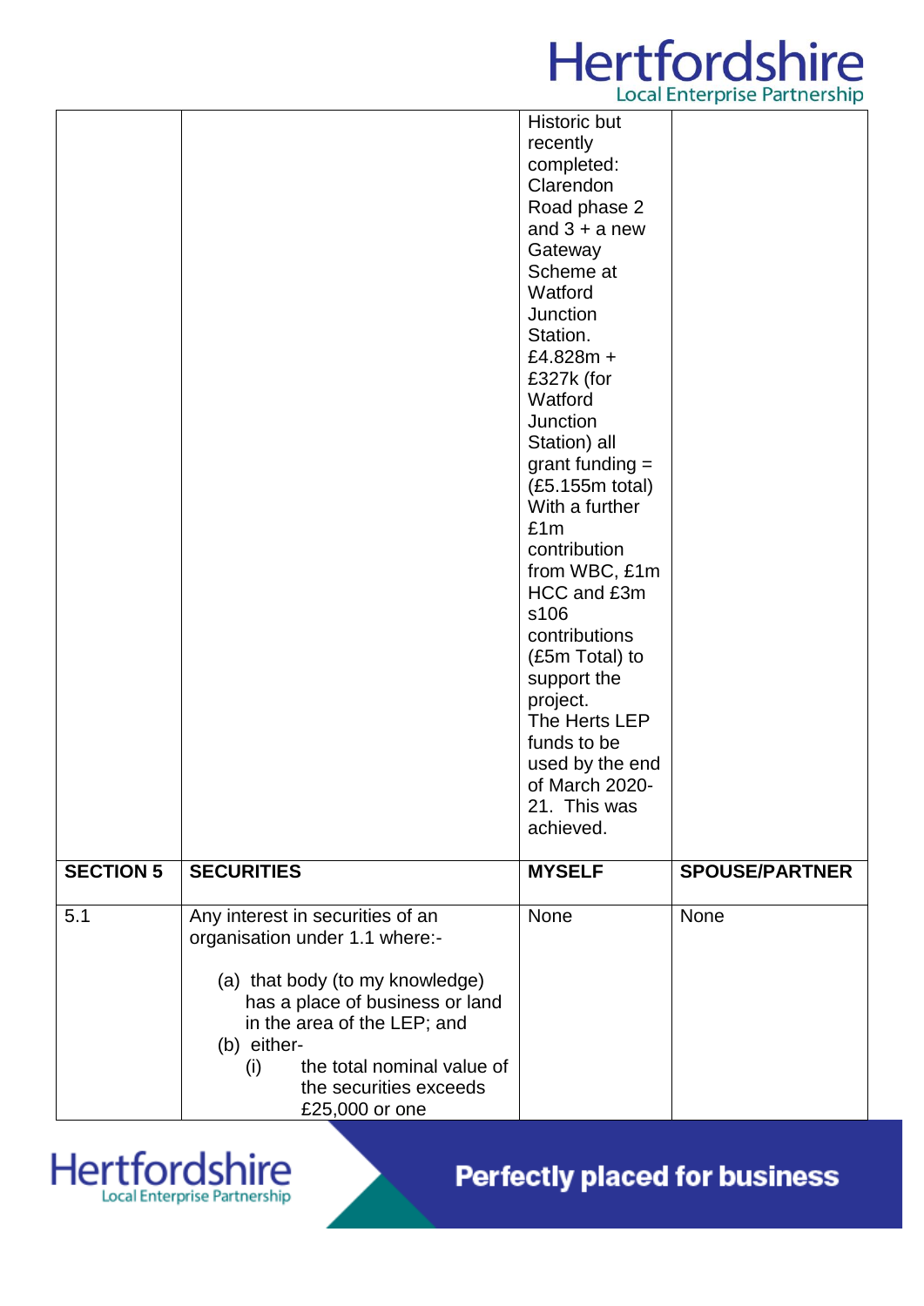| | | | |
|---|---|---|---|
| | | Historic but recently completed: Clarendon Road phase 2 and 3 + a new Gateway Scheme at Watford Junction Station. £4.828m + £327k (for Watford Junction Station) all grant funding = (£5.155m total) With a further £1m contribution from WBC, £1m HCC and £3m s106 contributions (£5m Total) to support the project. The Herts LEP funds to be used by the end of March 2020-21. This was achieved. | |
| **SECTION 5** | **SECURITIES** | **MYSELF** | **SPOUSE/PARTNER** |
| 5.1 | Any interest in securities of an organisation under 1.1 where:-<br><br>(a) that body (to my knowledge) has a place of business or land in the area of the LEP; and<br>(b) either-<br>(i) the total nominal value of the securities exceeds £25,000 or one | None | None |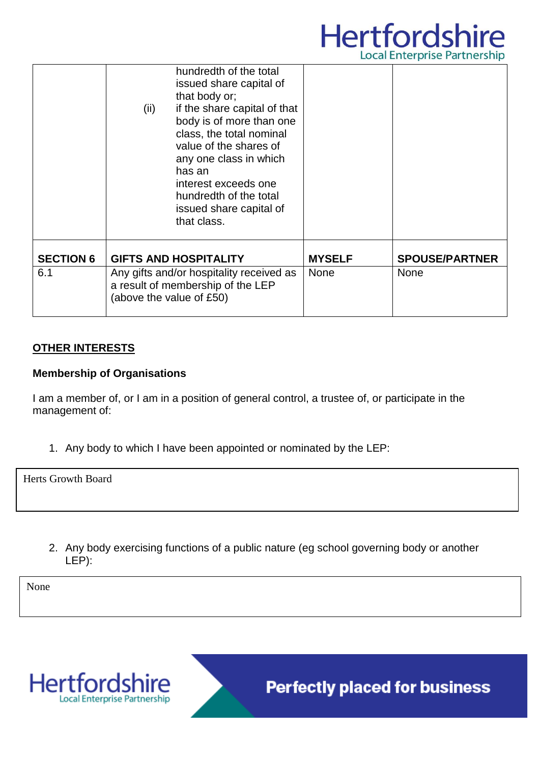| | | | |
|---|---|---|---|
| | hundredth of the total issued share capital of that body or; (ii) if the share capital of that body is of more than one class, the total nominal value of the shares of any one class in which has an interest exceeds one hundredth of the total issued share capital of that class. | | |
| **SECTION 6** | **GIFTS AND HOSPITALITY** | **MYSELF** | **SPOUSE/PARTNER** |
| 6.1 | Any gifts and/or hospitality received as a result of membership of the LEP (above the value of £50) | None | None |

**OTHER INTERESTS**

**Membership of Organisations**

I am a member of, or I am in a position of general control, a trustee of, or participate in the management of:

1. Any body to which I have been appointed or nominated by the LEP:

| Herts Growth Board |
|---|

2. Any body exercising functions of a public nature (eg school governing body or another LEP):

| None |
|---|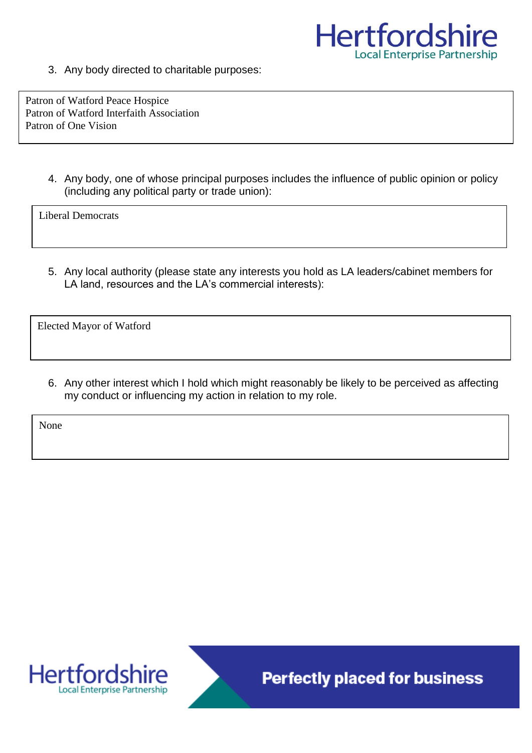3. Any body directed to charitable purposes:

| Patron of Watford Peace Hospice<br>Patron of Watford Interfaith Association<br>Patron of One Vision |
|---|

4. Any body, one of whose principal purposes includes the influence of public opinion or policy (including any political party or trade union):

| Liberal Democrats |
|---|

5. Any local authority (please state any interests you hold as LA leaders/cabinet members for LA land, resources and the LA's commercial interests):

| Elected Mayor of Watford |
|---|

6. Any other interest which I hold which might reasonably be likely to be perceived as affecting my conduct or influencing my action in relation to my role.

| None |
|---|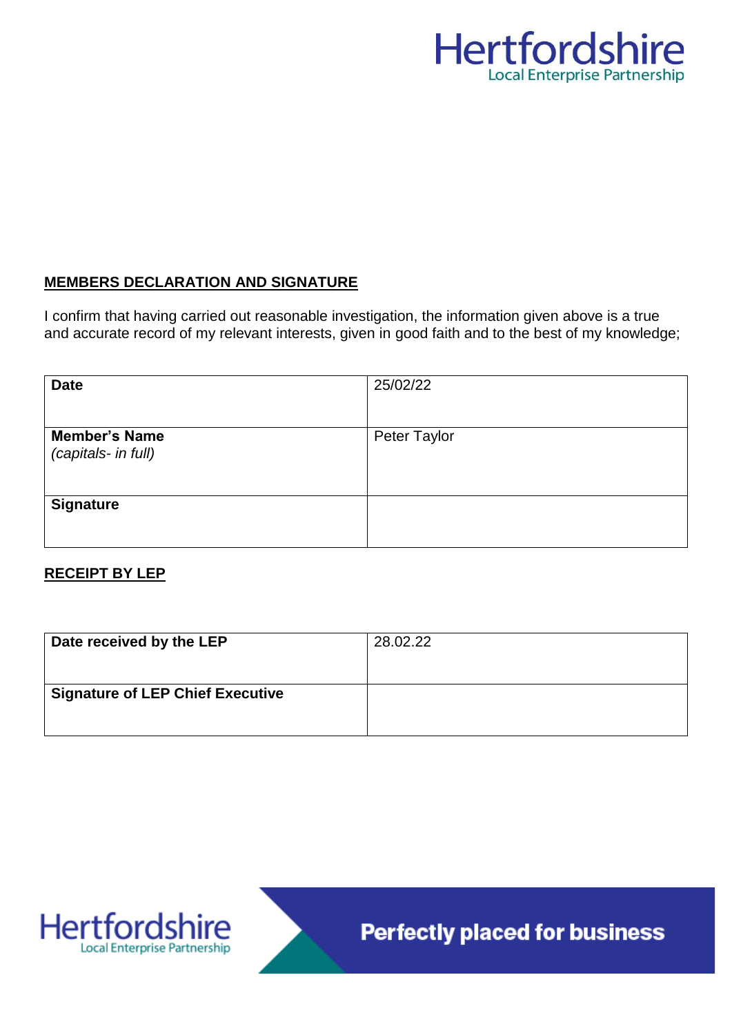## MEMBERS DECLARATION AND SIGNATURE

I confirm that having carried out reasonable investigation, the information given above is a true and accurate record of my relevant interests, given in good faith and to the best of my knowledge;

| | |
|---|---|
| **Date** | 25/02/22 |
| **Member's Name** *(capitals- in full)* | Peter Taylor |
| **Signature** | |

## RECEIPT BY LEP

| | |
|---|---|
| **Date received by the LEP** | 28.02.22 |
| **Signature of LEP Chief Executive** | |